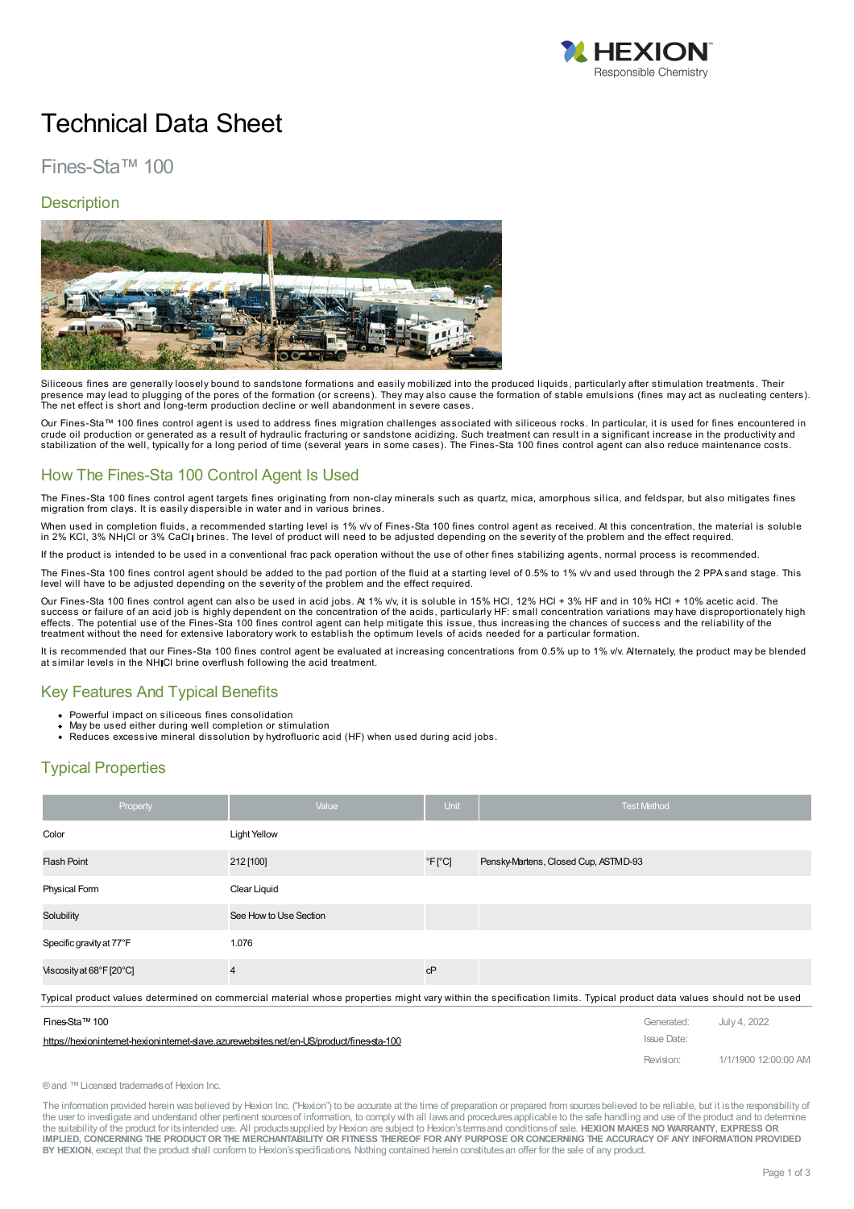# Technical Data Sheet

## Fines-Sta™ 100

### Description

Siliceous fines are generally loosely bound to sandstone formations and easily mobilized into the produced liquids, particularly after stimulation treatments. Their presence may lead to plugging of the pores of the formation (or screens). They may also cause the formation of stable emulsions (fines may act as nucleating centers). The net effect is short and long-term production decline or well abandonment in severe cases.

Our Fines-Sta™ 100 fines control agent is used to address fines migration challenges associated with siliceous rocks. In particular, it is used for fines encountered in crude oil production or generated as a result of hydraulic fracturing or sandstone acidizing. Such treatment can result in a significant increase in the productivity and stabilization of the well, typically for a long period of time (several years in some cases). The Fines-Sta 100 fines control agent can also reduce maintenance costs.

### How The Fines-Sta 100 Control Agent Is Used

The Fines-Sta 100 fines control agent targets fines originating from non-clay minerals such as quartz, mica, amorphous silica, and feldspar, but also mitigates fines migration from clays. It is easily dispersible in water and in various brines.

When used in completion fluids, a recommended starting level is 1% v/v of Fines-Sta 100 fines control agent as received. At this concentration, the material is soluble in 2% KCl, 3% $NH_4Cl$ or 3% $CaCl_2$ brines. The level of product will need to be adjusted depending on the severity of the problem and the effect required.

If the product is intended to be used in a conventional frac pack operation without the use of other fines stabilizing agents, normal process is recommended.

The Fines-Sta 100 fines control agent should be added to the pad portion of the fluid at a starting level of 0.5% to 1% v/v and used through the 2 PPA sand stage. This level will have to be adjusted depending on the severity of the problem and the effect required.

Our Fines-Sta 100 fines control agent can also be used in acid jobs. At 1% v/v, it is soluble in 15% HCl, 12% HCl + 3% HF and in 10% HCl + 10% acetic acid. The success or failure of an acid job is highly dependent on the concentration of the acids, particularly HF: small concentration variations may have disproportionately high effects. The potential use of the Fines-Sta 100 fines control agent can help mitigate this issue, thus increasing the chances of success and the reliability of the treatment without the need for extensive laboratory work to establish the optimum levels of acids needed for a particular formation.

It is recommended that our Fines-Sta 100 fines control agent be evaluated at increasing concentrations from 0.5% up to 1% v/v. Alternately, the product may be blended at similar levels in the $NH_4Cl$ brine overflush following the acid treatment.

### Key Features And Typical Benefits

- Powerful impact on siliceous fines consolidation
- May be used either during well completion or stimulation
- Reduces excessive mineral dissolution by hydrofluoric acid (HF) when used during acid jobs.

### Typical Properties

| Property | Value | Unit | Test Method |
|---|---|---|---|
| Color | Light Yellow | | |
| Flash Point | 212 [100] | °F [°C] | Pensky-Martens, Closed Cup, ASTM D-93 |
| Physical Form | Clear Liquid | | |
| Solubility | See How to Use Section | | |
| Specific gravity at 77°F | 1.076 | | |
| Viscosity at 68°F [20°C] | 4 | cP | |

Typical product values determined on commercial material whose properties might vary within the specification limits. Typical product data values should not be used

Fines-Sta™ 100
https://hexioninternet-hexioninternet-slave.azurewebsites.net/en-US/product/fines-sta-100

Generated: July 4, 2022
Issue Date:
Revision: 1/1/1900 12:00:00 AM

® and ™ Licensed trademarks of Hexion Inc.

The information provided herein was believed by Hexion Inc. ("Hexion") to be accurate at the time of preparation or prepared from sources believed to be reliable, but it is the responsibility of the user to investigate and understand other pertinent sources of information, to comply with all laws and procedures applicable to the safe handling and use of the product and to determine the suitability of the product for its intended use. All products supplied by Hexion are subject to Hexion's terms and conditions of sale. **HEXION MAKES NO WARRANTY, EXPRESS OR IMPLIED, CONCERNING THE PRODUCT OR THE MERCHANTABILITY OR FITNESS THEREOF FOR ANY PURPOSE OR CONCERNING THE ACCURACY OF ANY INFORMATION PROVIDED BY HEXION**, except that the product shall conform to Hexion's specifications. Nothing contained herein constitutes an offer for the sale of any product.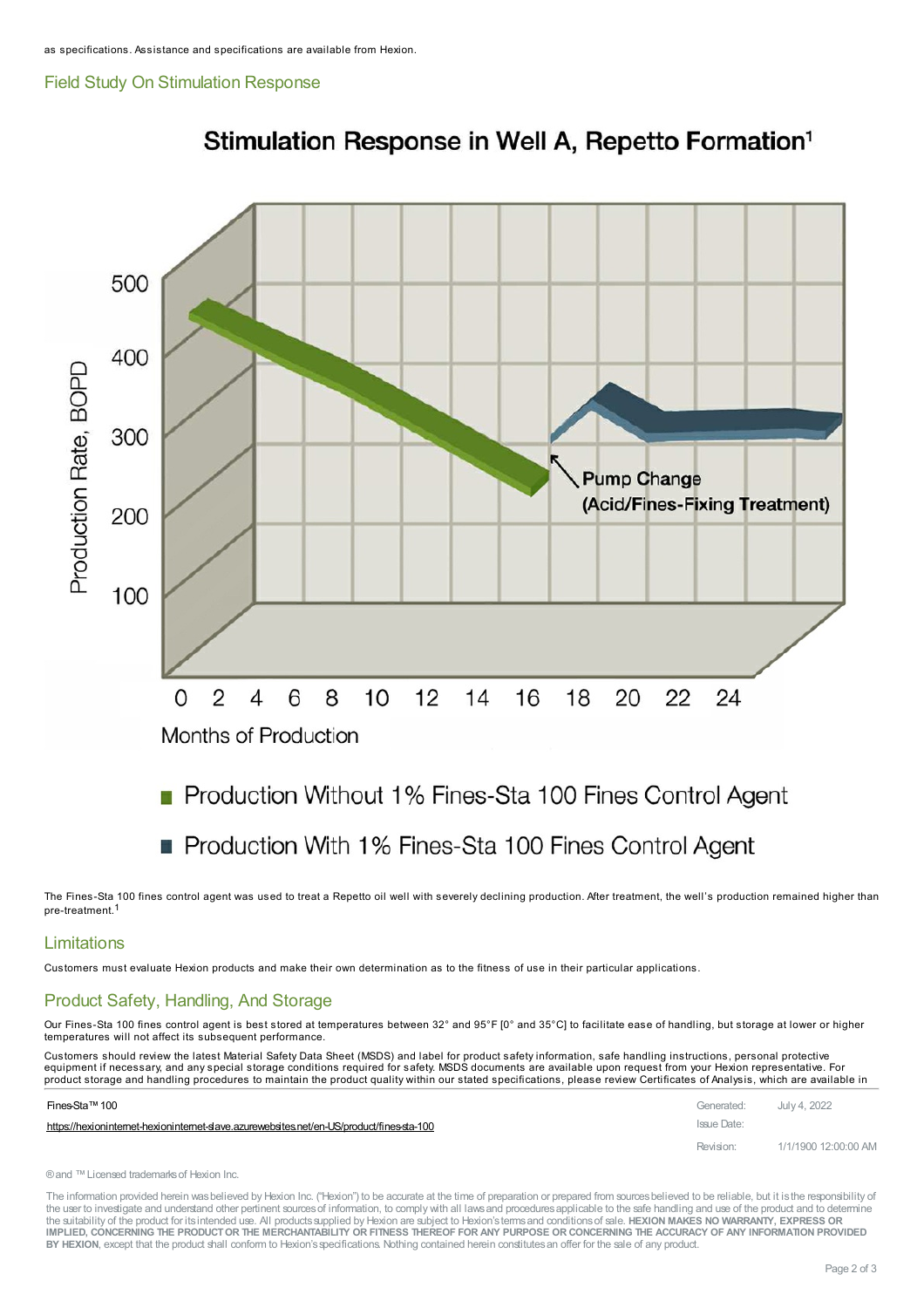as specifications. Assistance and specifications are available from Hexion.

## Field Study On Stimulation Response

**Stimulation Response in Well A, Repetto Formation[1]**

Production Rate, BOPD: 100, 200, 300, 400, 500

Months of Production: 0, 2, 4, 6, 8, 10, 12, 14, 16, 18, 20, 22, 24

Pump Change (Acid/Fines-Fixing Treatment)

- Production Without 1% Fines-Sta 100 Fines Control Agent
- Production With 1% Fines-Sta 100 Fines Control Agent

The Fines-Sta 100 fines control agent was used to treat a Repetto oil well with severely declining production. After treatment, the well's production remained higher than pre-treatment.[1]

## Limitations

Customers must evaluate Hexion products and make their own determination as to the fitness of use in their particular applications.

## Product Safety, Handling, And Storage

Our Fines-Sta 100 fines control agent is best stored at temperatures between 32° and 95°F [0° and 35°C] to facilitate ease of handling, but storage at lower or higher temperatures will not affect its subsequent performance.

Customers should review the latest Material Safety Data Sheet (MSDS) and label for product safety information, safe handling instructions, personal protective equipment if necessary, and any special storage conditions required for safety. MSDS documents are available upon request from your Hexion representative. For product storage and handling procedures to maintain the product quality within our stated specifications, please review Certificates of Analysis, which are available in

| Fines-Sta™ 100 | Generated: | July 4, 2022 |
|---|---|---|
| https://hexioninternet-hexioninternet-slave.azurewebsites.net/en-US/product/fines-sta-100 | Issue Date: | |
| | Revision: | 1/1/1900 12:00:00 AM |

® and ™ Licensed trademarks of Hexion Inc.

The information provided herein was believed by Hexion Inc. ("Hexion") to be accurate at the time of preparation or prepared from sources believed to be reliable, but it is the responsibility of the user to investigate and understand other pertinent sources of information, to comply with all laws and procedures applicable to the safe handling and use of the product and to determine the suitability of the product for its intended use. All products supplied by Hexion are subject to Hexion's terms and conditions of sale. **HEXION MAKES NO WARRANTY, EXPRESS OR IMPLIED, CONCERNING THE PRODUCT OR THE MERCHANTABILITY OR FITNESS THEREOF FOR ANY PURPOSE OR CONCERNING THE ACCURACY OF ANY INFORMATION PROVIDED BY HEXION**, except that the product shall conform to Hexion's specifications. Nothing contained herein constitutes an offer for the sale of any product.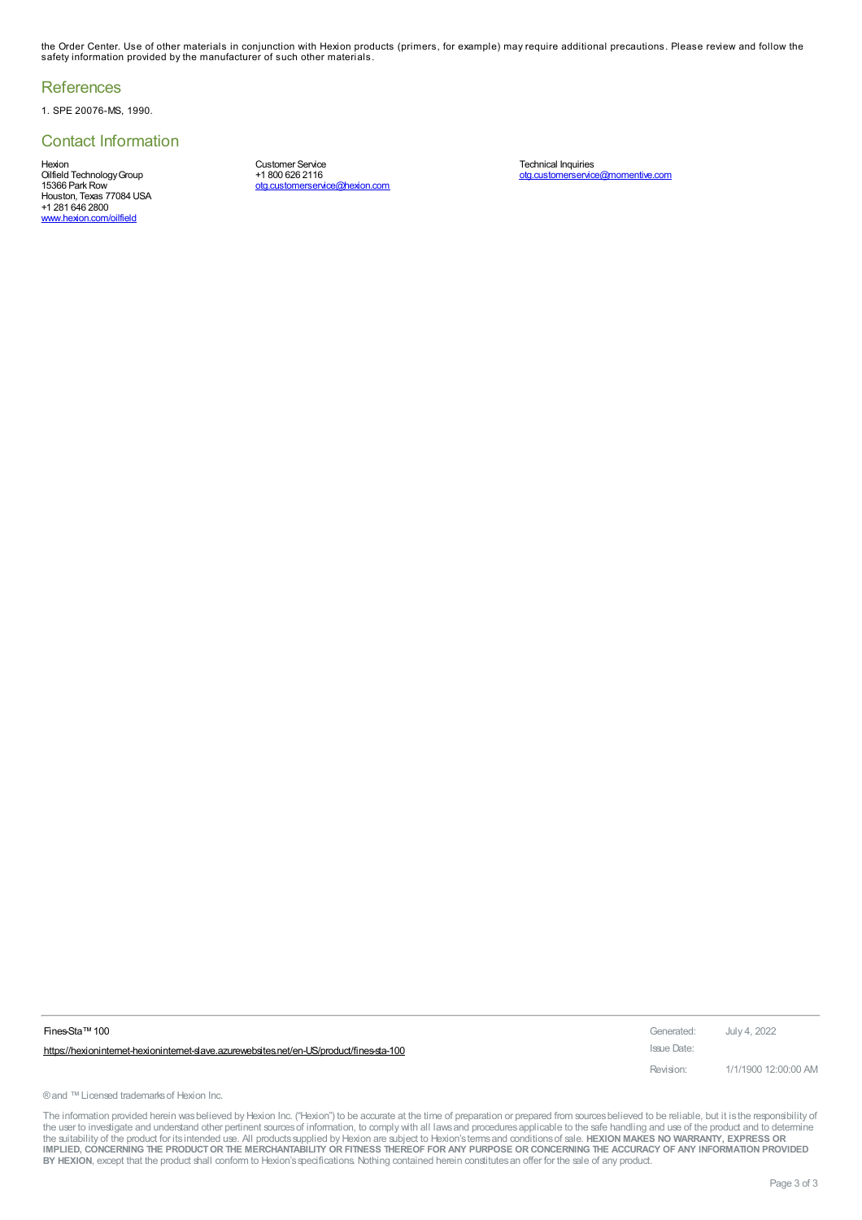the Order Center. Use of other materials in conjunction with Hexion products (primers, for example) may require additional precautions. Please review and follow the safety information provided by the manufacturer of such other materials.

## References

1. SPE 20076-MS, 1990.

## Contact Information

Hexion
Oilfield Technology Group
15366 Park Row
Houston, Texas 77084 USA
+1 281 646 2800
www.hexion.com/oilfield

Customer Service
+1 800 626 2116
otg.customerservice@hexion.com

Technical Inquiries
otg.customerservice@momentive.com

Fines-Sta™ 100

https://hexioninternet-hexioninternet-slave.azurewebsites.net/en-US/product/fines-sta-100

Generated: July 4, 2022
Issue Date:
Revision: 1/1/1900 12:00:00 AM

® and ™ Licensed trademarks of Hexion Inc.

The information provided herein was believed by Hexion Inc. ("Hexion") to be accurate at the time of preparation or prepared from sources believed to be reliable, but it is the responsibility of the user to investigate and understand other pertinent sources of information, to comply with all laws and procedures applicable to the safe handling and use of the product and to determine the suitability of the product for its intended use. All products supplied by Hexion are subject to Hexion's terms and conditions of sale. **HEXION MAKES NO WARRANTY, EXPRESS OR IMPLIED, CONCERNING THE PRODUCT OR THE MERCHANTABILITY OR FITNESS THEREOF FOR ANY PURPOSE OR CONCERNING THE ACCURACY OF ANY INFORMATION PROVIDED BY HEXION**, except that the product shall conform to Hexion's specifications. Nothing contained herein constitutes an offer for the sale of any product.